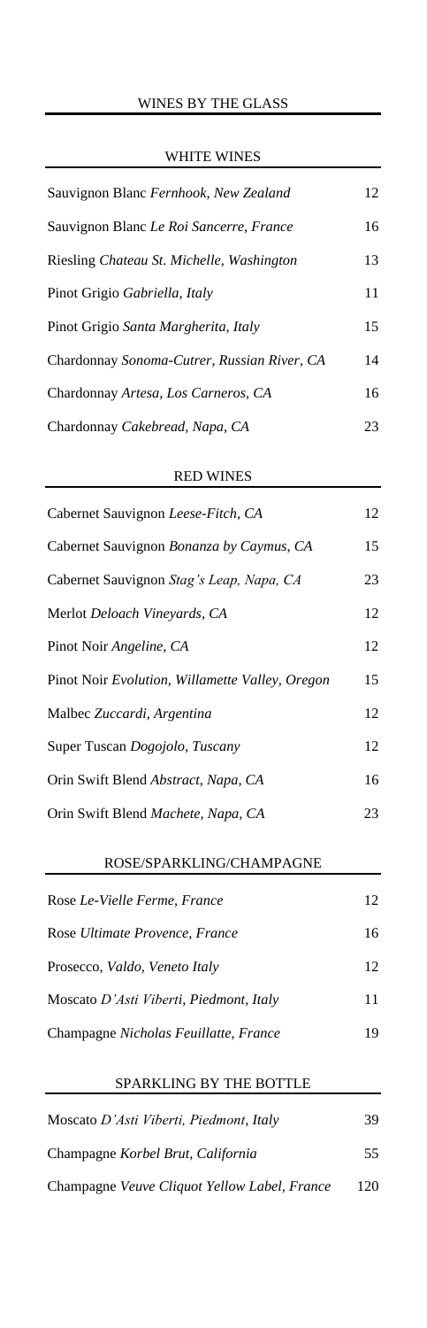# WINES BY THE GLASS

## WHITE WINES

| | |
|---|---|
| Sauvignon Blanc *Fernhook, New Zealand* | 12 |
| Sauvignon Blanc *Le Roi Sancerre, France* | 16 |
| Riesling *Chateau St. Michelle, Washington* | 13 |
| Pinot Grigio *Gabriella, Italy* | 11 |
| Pinot Grigio *Santa Margherita, Italy* | 15 |
| Chardonnay *Sonoma-Cutrer, Russian River, CA* | 14 |
| Chardonnay *Artesa, Los Carneros, CA* | 16 |
| Chardonnay *Cakebread, Napa, CA* | 23 |

## RED WINES

| | |
|---|---|
| Cabernet Sauvignon *Leese-Fitch, CA* | 12 |
| Cabernet Sauvignon *Bonanza by Caymus, CA* | 15 |
| Cabernet Sauvignon *Stag's Leap, Napa, CA* | 23 |
| Merlot *Deloach Vineyards, CA* | 12 |
| Pinot Noir *Angeline, CA* | 12 |
| Pinot Noir *Evolution, Willamette Valley, Oregon* | 15 |
| Malbec *Zuccardi, Argentina* | 12 |
| Super Tuscan *Dogojolo, Tuscany* | 12 |
| Orin Swift Blend *Abstract, Napa, CA* | 16 |
| Orin Swift Blend *Machete, Napa, CA* | 23 |

## ROSE/SPARKLING/CHAMPAGNE

| | |
|---|---|
| Rose *Le-Vielle Ferme, France* | 12 |
| Rose *Ultimate Provence, France* | 16 |
| Prosecco, *Valdo, Veneto Italy* | 12 |
| Moscato *D'Asti Viberti, Piedmont, Italy* | 11 |
| Champagne *Nicholas Feuillatte, France* | 19 |

## SPARKLING BY THE BOTTLE

| | |
|---|---|
| Moscato *D'Asti Viberti, Piedmont, Italy* | 39 |
| Champagne *Korbel Brut, California* | 55 |
| Champagne *Veuve Cliquot Yellow Label, France* | 120 |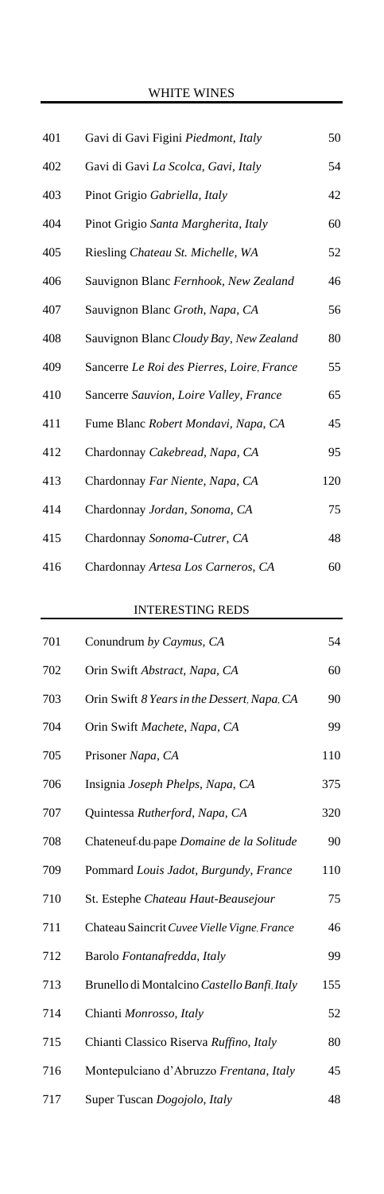## WHITE WINES

| | | |
|---|---|---|
| 401 | Gavi di Gavi Figini *Piedmont, Italy* | 50 |
| 402 | Gavi di Gavi *La Scolca, Gavi, Italy* | 54 |
| 403 | Pinot Grigio *Gabriella, Italy* | 42 |
| 404 | Pinot Grigio *Santa Margherita, Italy* | 60 |
| 405 | Riesling *Chateau St. Michelle, WA* | 52 |
| 406 | Sauvignon Blanc *Fernhook, New Zealand* | 46 |
| 407 | Sauvignon Blanc *Groth, Napa, CA* | 56 |
| 408 | Sauvignon Blanc *Cloudy Bay, New Zealand* | 80 |
| 409 | Sancerre *Le Roi des Pierres, Loire, France* | 55 |
| 410 | Sancerre *Sauvion, Loire Valley, France* | 65 |
| 411 | Fume Blanc *Robert Mondavi, Napa, CA* | 45 |
| 412 | Chardonnay *Cakebread, Napa, CA* | 95 |
| 413 | Chardonnay *Far Niente, Napa, CA* | 120 |
| 414 | Chardonnay *Jordan, Sonoma, CA* | 75 |
| 415 | Chardonnay *Sonoma-Cutrer, CA* | 48 |
| 416 | Chardonnay *Artesa Los Carneros, CA* | 60 |

## INTERESTING REDS

| | | |
|---|---|---|
| 701 | Conundrum *by Caymus, CA* | 54 |
| 702 | Orin Swift *Abstract, Napa, CA* | 60 |
| 703 | Orin Swift *8 Years in the Dessert, Napa, CA* | 90 |
| 704 | Orin Swift *Machete, Napa, CA* | 99 |
| 705 | Prisoner *Napa, CA* | 110 |
| 706 | Insignia *Joseph Phelps, Napa, CA* | 375 |
| 707 | Quintessa *Rutherford, Napa, CA* | 320 |
| 708 | Chateneuf-du-pape *Domaine de la Solitude* | 90 |
| 709 | Pommard *Louis Jadot, Burgundy, France* | 110 |
| 710 | St. Estephe *Chateau Haut-Beausejour* | 75 |
| 711 | Chateau Saincrit *Cuvee Vielle Vigne, France* | 46 |
| 712 | Barolo *Fontanafredda, Italy* | 99 |
| 713 | Brunello di Montalcino *Castello Banfi, Italy* | 155 |
| 714 | Chianti *Monrosso, Italy* | 52 |
| 715 | Chianti Classico Riserva *Ruffino, Italy* | 80 |
| 716 | Montepulciano d'Abruzzo *Frentana, Italy* | 45 |
| 717 | Super Tuscan *Dogojolo, Italy* | 48 |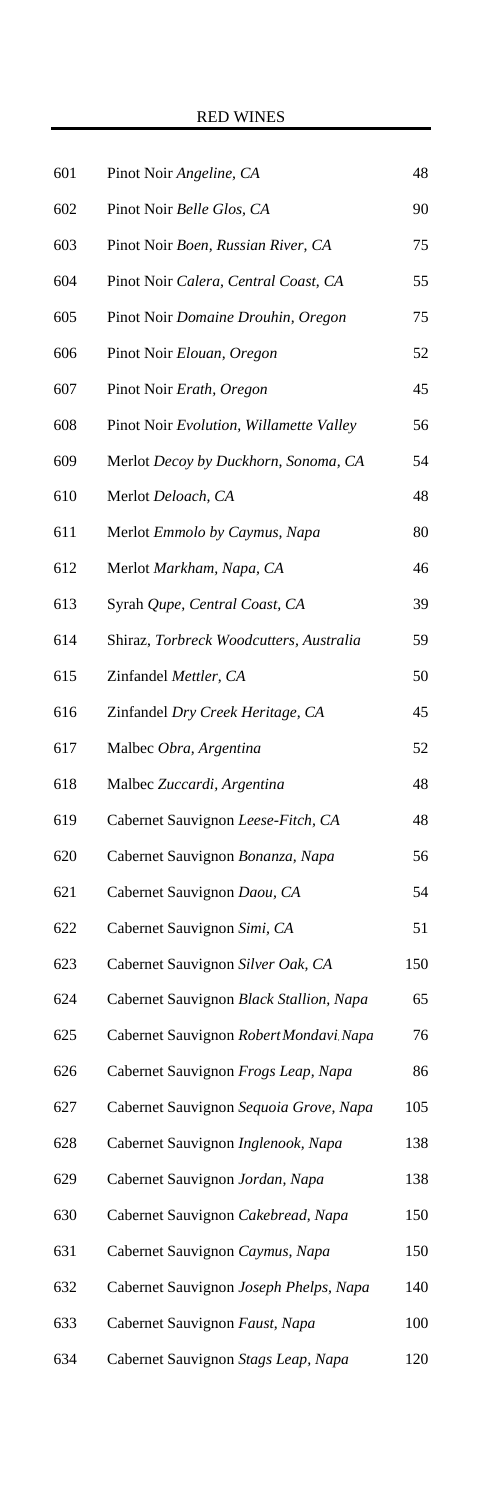## RED WINES

| | | |
|---|---|---|
| 601 | Pinot Noir *Angeline, CA* | 48 |
| 602 | Pinot Noir *Belle Glos, CA* | 90 |
| 603 | Pinot Noir *Boen, Russian River, CA* | 75 |
| 604 | Pinot Noir *Calera, Central Coast, CA* | 55 |
| 605 | Pinot Noir *Domaine Drouhin, Oregon* | 75 |
| 606 | Pinot Noir *Elouan, Oregon* | 52 |
| 607 | Pinot Noir *Erath, Oregon* | 45 |
| 608 | Pinot Noir *Evolution, Willamette Valley* | 56 |
| 609 | Merlot *Decoy by Duckhorn, Sonoma, CA* | 54 |
| 610 | Merlot *Deloach, CA* | 48 |
| 611 | Merlot *Emmolo by Caymus, Napa* | 80 |
| 612 | Merlot *Markham, Napa, CA* | 46 |
| 613 | Syrah *Qupe, Central Coast, CA* | 39 |
| 614 | Shiraz, *Torbreck Woodcutters, Australia* | 59 |
| 615 | Zinfandel *Mettler, CA* | 50 |
| 616 | Zinfandel *Dry Creek Heritage, CA* | 45 |
| 617 | Malbec *Obra, Argentina* | 52 |
| 618 | Malbec *Zuccardi, Argentina* | 48 |
| 619 | Cabernet Sauvignon *Leese-Fitch, CA* | 48 |
| 620 | Cabernet Sauvignon *Bonanza, Napa* | 56 |
| 621 | Cabernet Sauvignon *Daou, CA* | 54 |
| 622 | Cabernet Sauvignon *Simi, CA* | 51 |
| 623 | Cabernet Sauvignon *Silver Oak, CA* | 150 |
| 624 | Cabernet Sauvignon *Black Stallion, Napa* | 65 |
| 625 | Cabernet Sauvignon *Robert Mondavi Napa* | 76 |
| 626 | Cabernet Sauvignon *Frogs Leap, Napa* | 86 |
| 627 | Cabernet Sauvignon *Sequoia Grove, Napa* | 105 |
| 628 | Cabernet Sauvignon *Inglenook, Napa* | 138 |
| 629 | Cabernet Sauvignon *Jordan, Napa* | 138 |
| 630 | Cabernet Sauvignon *Cakebread, Napa* | 150 |
| 631 | Cabernet Sauvignon *Caymus, Napa* | 150 |
| 632 | Cabernet Sauvignon *Joseph Phelps, Napa* | 140 |
| 633 | Cabernet Sauvignon *Faust, Napa* | 100 |
| 634 | Cabernet Sauvignon *Stags Leap, Napa* | 120 |